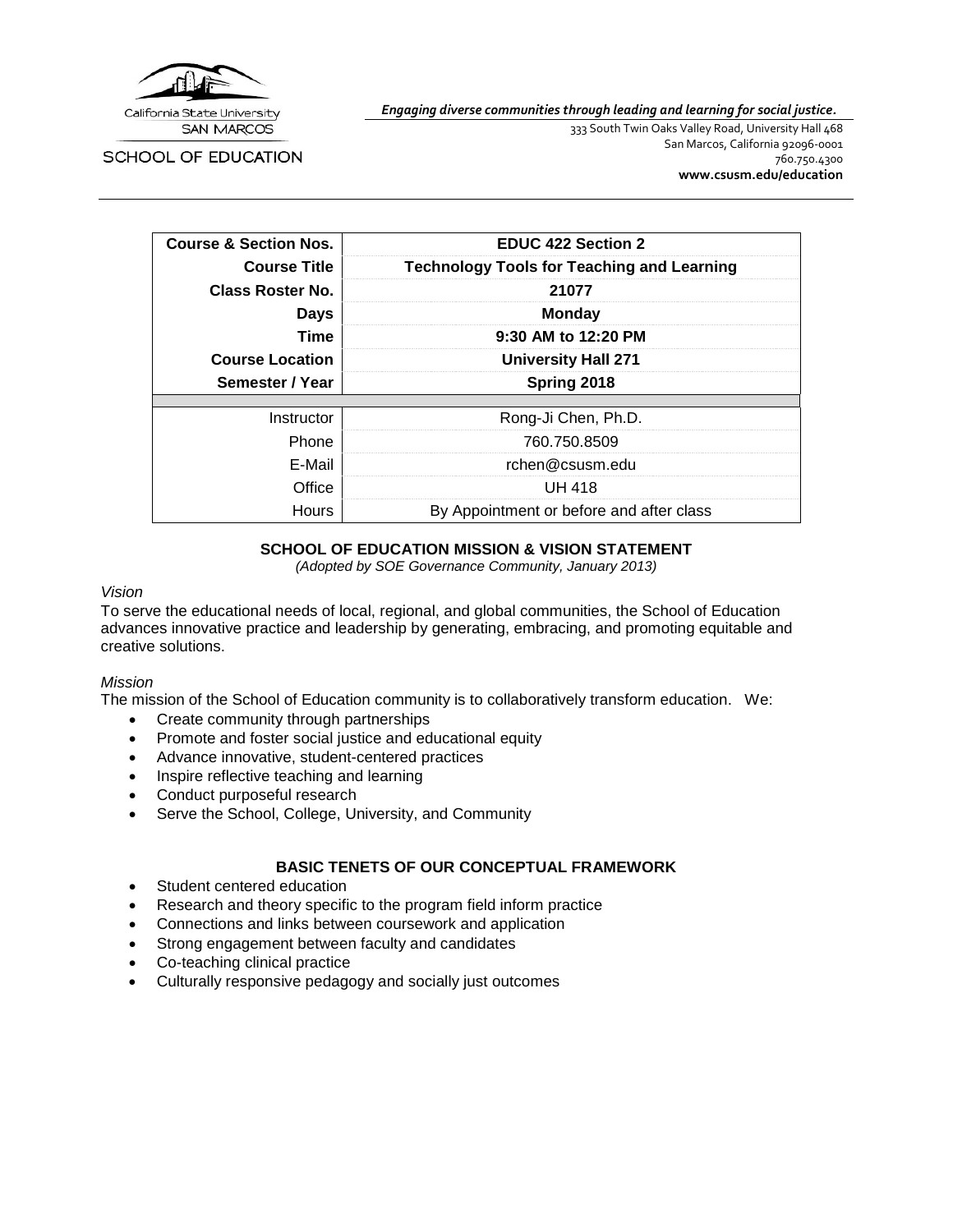California State University
SAN MARCOS

SCHOOL OF EDUCATION

*Engaging diverse communities through leading and learning for social justice.*

333 South Twin Oaks Valley Road, University Hall 468
San Marcos, California 92096-0001
760.750.4300
**www.csusm.edu/education**

| **Course & Section Nos.** | **EDUC 422 Section 2** |
|---|---|
| **Course Title** | **Technology Tools for Teaching and Learning** |
| **Class Roster No.** | **21077** |
| **Days** | **Monday** |
| **Time** | **9:30 AM to 12:20 PM** |
| **Course Location** | **University Hall 271** |
| **Semester / Year** | **Spring 2018** |
| | |
| Instructor | Rong-Ji Chen, Ph.D. |
| Phone | 760.750.8509 |
| E-Mail | rchen@csusm.edu |
| Office | UH 418 |
| Hours | By Appointment or before and after class |

## SCHOOL OF EDUCATION MISSION & VISION STATEMENT

*(Adopted by SOE Governance Community, January 2013)*

*Vision*

To serve the educational needs of local, regional, and global communities, the School of Education advances innovative practice and leadership by generating, embracing, and promoting equitable and creative solutions.

*Mission*

The mission of the School of Education community is to collaboratively transform education. We:

- Create community through partnerships
- Promote and foster social justice and educational equity
- Advance innovative, student-centered practices
- Inspire reflective teaching and learning
- Conduct purposeful research
- Serve the School, College, University, and Community

## BASIC TENETS OF OUR CONCEPTUAL FRAMEWORK

- Student centered education
- Research and theory specific to the program field inform practice
- Connections and links between coursework and application
- Strong engagement between faculty and candidates
- Co-teaching clinical practice
- Culturally responsive pedagogy and socially just outcomes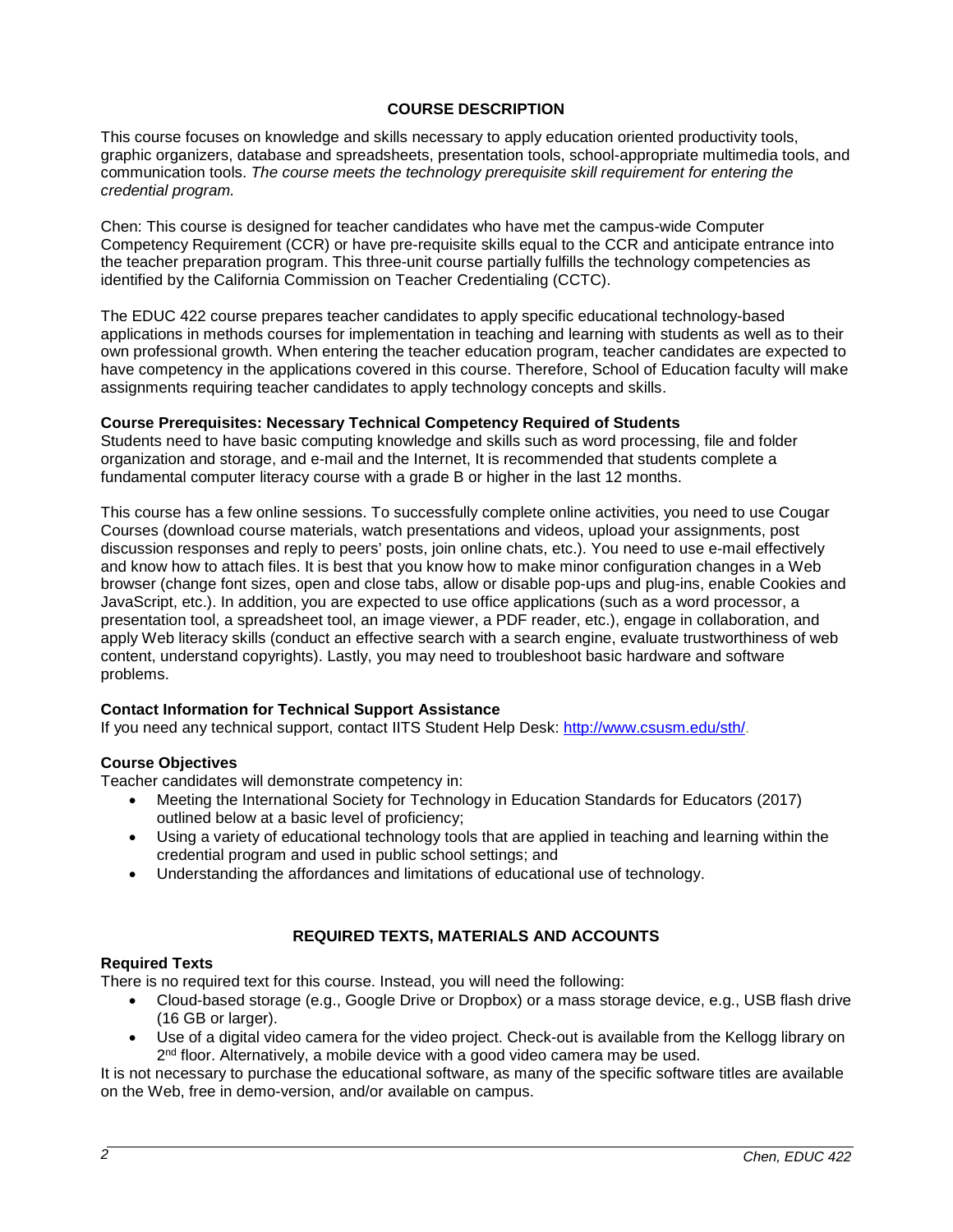## COURSE DESCRIPTION

This course focuses on knowledge and skills necessary to apply education oriented productivity tools, graphic organizers, database and spreadsheets, presentation tools, school-appropriate multimedia tools, and communication tools. *The course meets the technology prerequisite skill requirement for entering the credential program.*

Chen: This course is designed for teacher candidates who have met the campus-wide Computer Competency Requirement (CCR) or have pre-requisite skills equal to the CCR and anticipate entrance into the teacher preparation program. This three-unit course partially fulfills the technology competencies as identified by the California Commission on Teacher Credentialing (CCTC).

The EDUC 422 course prepares teacher candidates to apply specific educational technology-based applications in methods courses for implementation in teaching and learning with students as well as to their own professional growth. When entering the teacher education program, teacher candidates are expected to have competency in the applications covered in this course. Therefore, School of Education faculty will make assignments requiring teacher candidates to apply technology concepts and skills.

### Course Prerequisites: Necessary Technical Competency Required of Students

Students need to have basic computing knowledge and skills such as word processing, file and folder organization and storage, and e-mail and the Internet, It is recommended that students complete a fundamental computer literacy course with a grade B or higher in the last 12 months.

This course has a few online sessions. To successfully complete online activities, you need to use Cougar Courses (download course materials, watch presentations and videos, upload your assignments, post discussion responses and reply to peers' posts, join online chats, etc.). You need to use e-mail effectively and know how to attach files. It is best that you know how to make minor configuration changes in a Web browser (change font sizes, open and close tabs, allow or disable pop-ups and plug-ins, enable Cookies and JavaScript, etc.). In addition, you are expected to use office applications (such as a word processor, a presentation tool, a spreadsheet tool, an image viewer, a PDF reader, etc.), engage in collaboration, and apply Web literacy skills (conduct an effective search with a search engine, evaluate trustworthiness of web content, understand copyrights). Lastly, you may need to troubleshoot basic hardware and software problems.

### Contact Information for Technical Support Assistance

If you need any technical support, contact IITS Student Help Desk: http://www.csusm.edu/sth/.

### Course Objectives

Teacher candidates will demonstrate competency in:

- Meeting the International Society for Technology in Education Standards for Educators (2017) outlined below at a basic level of proficiency;
- Using a variety of educational technology tools that are applied in teaching and learning within the credential program and used in public school settings; and
- Understanding the affordances and limitations of educational use of technology.

## REQUIRED TEXTS, MATERIALS AND ACCOUNTS

### Required Texts

There is no required text for this course. Instead, you will need the following:

- Cloud-based storage (e.g., Google Drive or Dropbox) or a mass storage device, e.g., USB flash drive (16 GB or larger).
- Use of a digital video camera for the video project. Check-out is available from the Kellogg library on 2nd floor. Alternatively, a mobile device with a good video camera may be used.

It is not necessary to purchase the educational software, as many of the specific software titles are available on the Web, free in demo-version, and/or available on campus.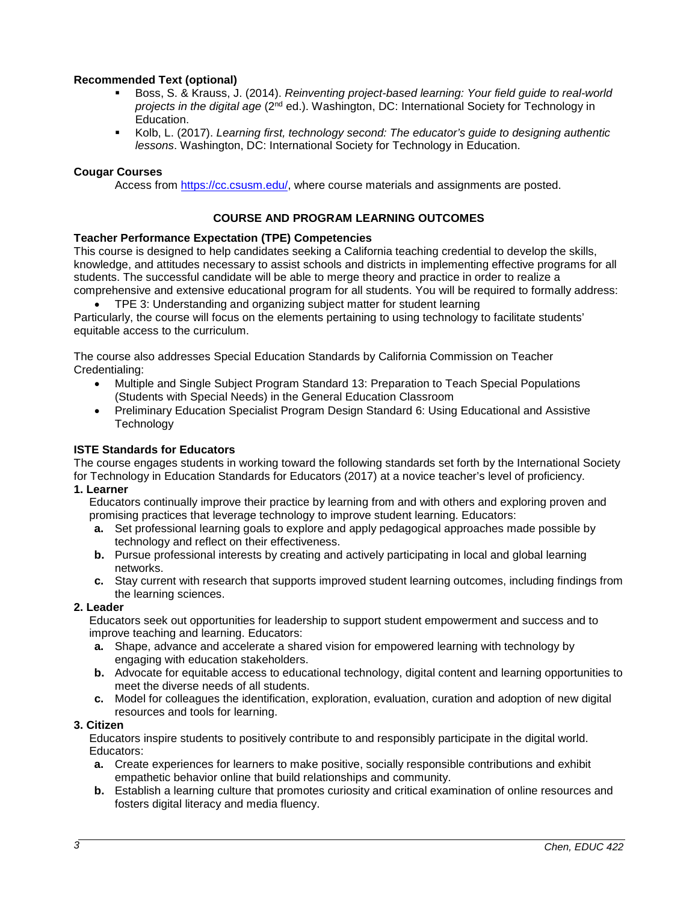**Recommended Text (optional)**

- Boss, S. & Krauss, J. (2014). *Reinventing project-based learning: Your field guide to real-world projects in the digital age* (2nd ed.). Washington, DC: International Society for Technology in Education.
- Kolb, L. (2017). *Learning first, technology second: The educator's guide to designing authentic lessons*. Washington, DC: International Society for Technology in Education.

**Cougar Courses**

Access from https://cc.csusm.edu/, where course materials and assignments are posted.

## COURSE AND PROGRAM LEARNING OUTCOMES

**Teacher Performance Expectation (TPE) Competencies**

This course is designed to help candidates seeking a California teaching credential to develop the skills, knowledge, and attitudes necessary to assist schools and districts in implementing effective programs for all students. The successful candidate will be able to merge theory and practice in order to realize a comprehensive and extensive educational program for all students. You will be required to formally address:

- TPE 3: Understanding and organizing subject matter for student learning

Particularly, the course will focus on the elements pertaining to using technology to facilitate students' equitable access to the curriculum.

The course also addresses Special Education Standards by California Commission on Teacher Credentialing:

- Multiple and Single Subject Program Standard 13: Preparation to Teach Special Populations (Students with Special Needs) in the General Education Classroom
- Preliminary Education Specialist Program Design Standard 6: Using Educational and Assistive Technology

**ISTE Standards for Educators**

The course engages students in working toward the following standards set forth by the International Society for Technology in Education Standards for Educators (2017) at a novice teacher's level of proficiency.

**1. Learner**

Educators continually improve their practice by learning from and with others and exploring proven and promising practices that leverage technology to improve student learning. Educators:

- **a.** Set professional learning goals to explore and apply pedagogical approaches made possible by technology and reflect on their effectiveness.
- **b.** Pursue professional interests by creating and actively participating in local and global learning networks.
- **c.** Stay current with research that supports improved student learning outcomes, including findings from the learning sciences.

**2. Leader**

Educators seek out opportunities for leadership to support student empowerment and success and to improve teaching and learning. Educators:

- **a.** Shape, advance and accelerate a shared vision for empowered learning with technology by engaging with education stakeholders.
- **b.** Advocate for equitable access to educational technology, digital content and learning opportunities to meet the diverse needs of all students.
- **c.** Model for colleagues the identification, exploration, evaluation, curation and adoption of new digital resources and tools for learning.

**3. Citizen**

Educators inspire students to positively contribute to and responsibly participate in the digital world. Educators:

- **a.** Create experiences for learners to make positive, socially responsible contributions and exhibit empathetic behavior online that build relationships and community.
- **b.** Establish a learning culture that promotes curiosity and critical examination of online resources and fosters digital literacy and media fluency.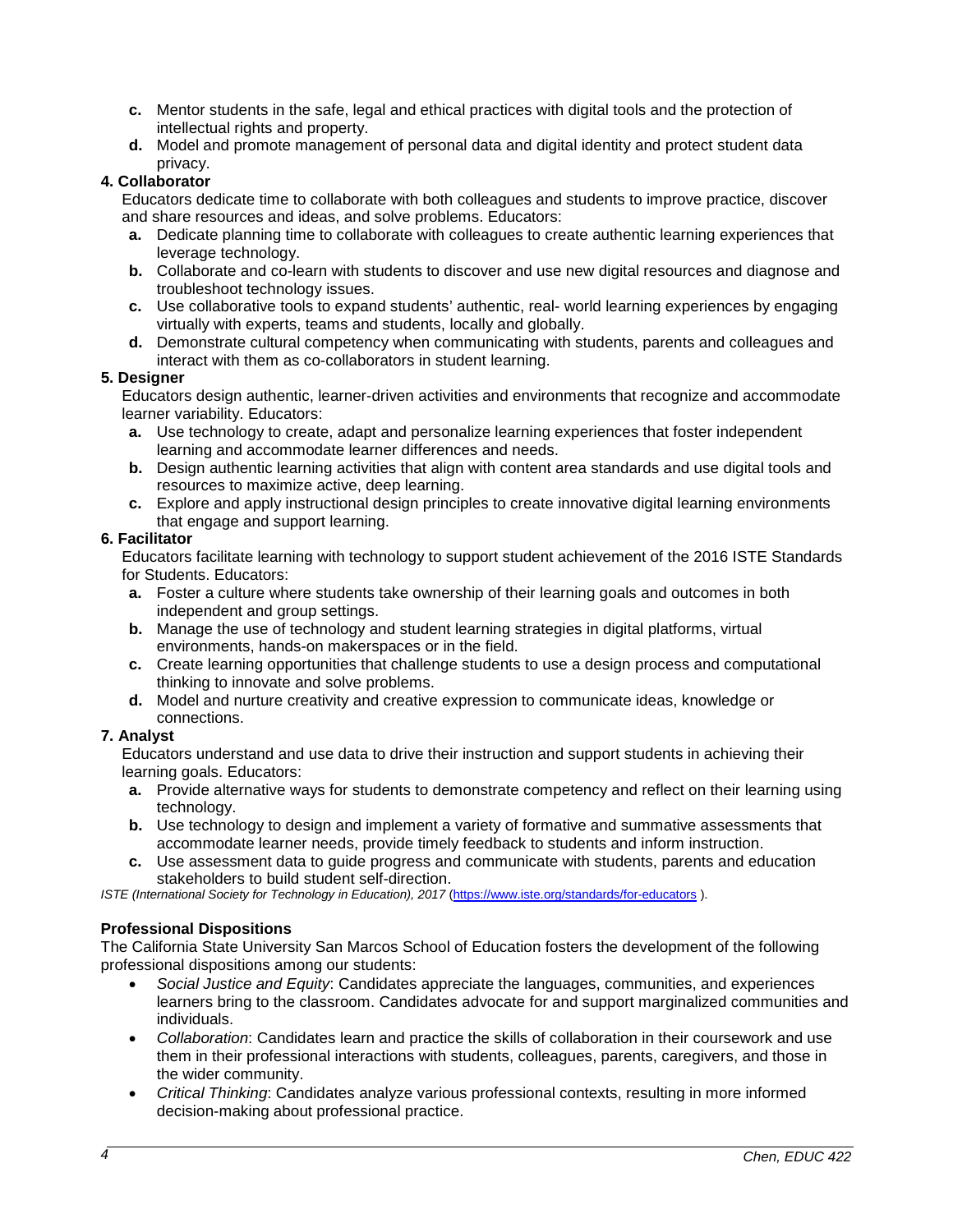c. Mentor students in the safe, legal and ethical practices with digital tools and the protection of intellectual rights and property.
   d. Model and promote management of personal data and digital identity and protect student data privacy.

**4. Collaborator**

Educators dedicate time to collaborate with both colleagues and students to improve practice, discover and share resources and ideas, and solve problems. Educators:

   a. Dedicate planning time to collaborate with colleagues to create authentic learning experiences that leverage technology.
   b. Collaborate and co-learn with students to discover and use new digital resources and diagnose and troubleshoot technology issues.
   c. Use collaborative tools to expand students' authentic, real- world learning experiences by engaging virtually with experts, teams and students, locally and globally.
   d. Demonstrate cultural competency when communicating with students, parents and colleagues and interact with them as co-collaborators in student learning.

**5. Designer**

Educators design authentic, learner-driven activities and environments that recognize and accommodate learner variability. Educators:

   a. Use technology to create, adapt and personalize learning experiences that foster independent learning and accommodate learner differences and needs.
   b. Design authentic learning activities that align with content area standards and use digital tools and resources to maximize active, deep learning.
   c. Explore and apply instructional design principles to create innovative digital learning environments that engage and support learning.

**6. Facilitator**

Educators facilitate learning with technology to support student achievement of the 2016 ISTE Standards for Students. Educators:

   a. Foster a culture where students take ownership of their learning goals and outcomes in both independent and group settings.
   b. Manage the use of technology and student learning strategies in digital platforms, virtual environments, hands-on makerspaces or in the field.
   c. Create learning opportunities that challenge students to use a design process and computational thinking to innovate and solve problems.
   d. Model and nurture creativity and creative expression to communicate ideas, knowledge or connections.

**7. Analyst**

Educators understand and use data to drive their instruction and support students in achieving their learning goals. Educators:

   a. Provide alternative ways for students to demonstrate competency and reflect on their learning using technology.
   b. Use technology to design and implement a variety of formative and summative assessments that accommodate learner needs, provide timely feedback to students and inform instruction.
   c. Use assessment data to guide progress and communicate with students, parents and education stakeholders to build student self-direction.

*ISTE (International Society for Technology in Education), 2017* (https://www.iste.org/standards/for-educators ).

**Professional Dispositions**

The California State University San Marcos School of Education fosters the development of the following professional dispositions among our students:

- *Social Justice and Equity*: Candidates appreciate the languages, communities, and experiences learners bring to the classroom. Candidates advocate for and support marginalized communities and individuals.
- *Collaboration*: Candidates learn and practice the skills of collaboration in their coursework and use them in their professional interactions with students, colleagues, parents, caregivers, and those in the wider community.
- *Critical Thinking*: Candidates analyze various professional contexts, resulting in more informed decision-making about professional practice.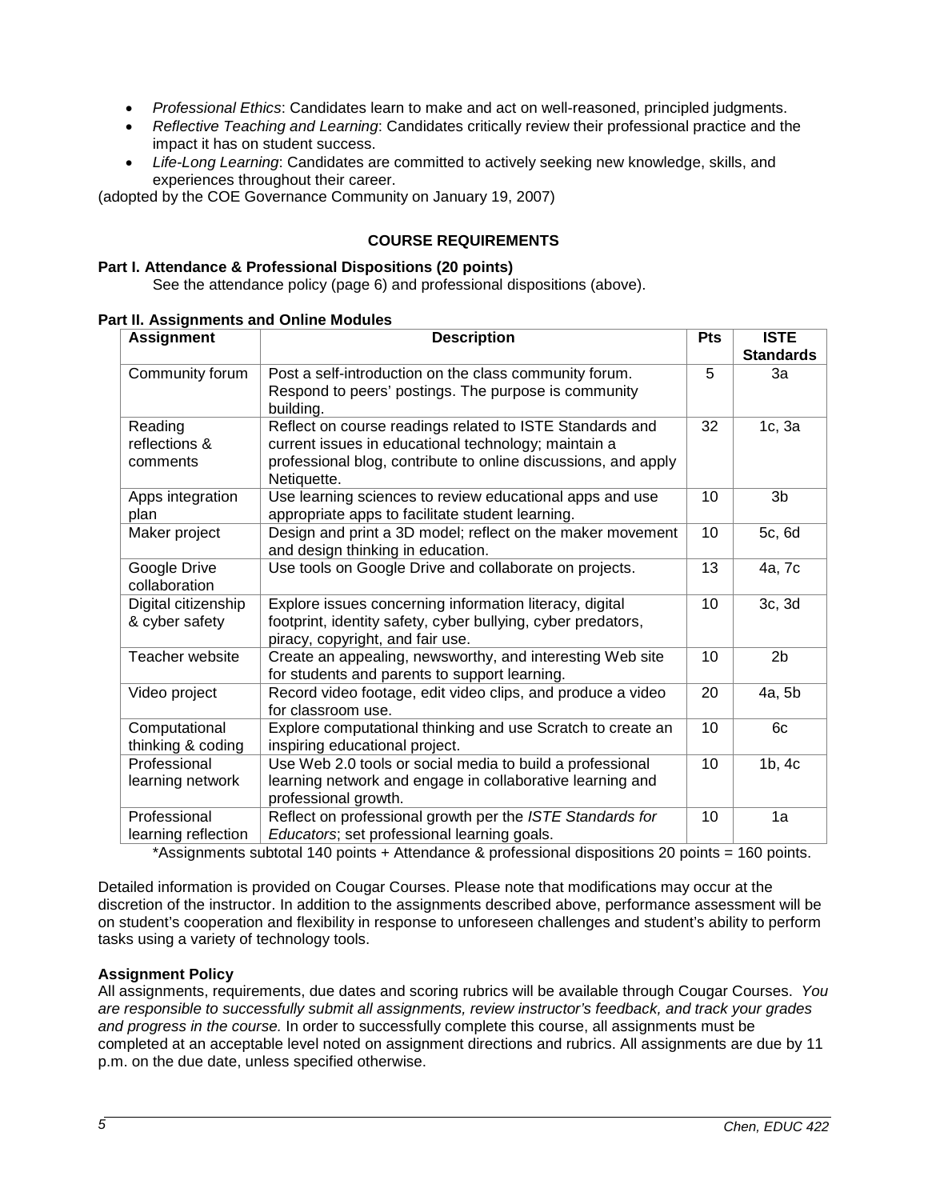- *Professional Ethics*: Candidates learn to make and act on well-reasoned, principled judgments.
- *Reflective Teaching and Learning*: Candidates critically review their professional practice and the impact it has on student success.
- *Life-Long Learning*: Candidates are committed to actively seeking new knowledge, skills, and experiences throughout their career.

(adopted by the COE Governance Community on January 19, 2007)

## COURSE REQUIREMENTS

**Part I. Attendance & Professional Dispositions (20 points)**

See the attendance policy (page 6) and professional dispositions (above).

**Part II. Assignments and Online Modules**

| Assignment | Description | Pts | ISTE Standards |
|---|---|---|---|
| Community forum | Post a self-introduction on the class community forum. Respond to peers' postings. The purpose is community building. | 5 | 3a |
| Reading reflections & comments | Reflect on course readings related to ISTE Standards and current issues in educational technology; maintain a professional blog, contribute to online discussions, and apply Netiquette. | 32 | 1c, 3a |
| Apps integration plan | Use learning sciences to review educational apps and use appropriate apps to facilitate student learning. | 10 | 3b |
| Maker project | Design and print a 3D model; reflect on the maker movement and design thinking in education. | 10 | 5c, 6d |
| Google Drive collaboration | Use tools on Google Drive and collaborate on projects. | 13 | 4a, 7c |
| Digital citizenship & cyber safety | Explore issues concerning information literacy, digital footprint, identity safety, cyber bullying, cyber predators, piracy, copyright, and fair use. | 10 | 3c, 3d |
| Teacher website | Create an appealing, newsworthy, and interesting Web site for students and parents to support learning. | 10 | 2b |
| Video project | Record video footage, edit video clips, and produce a video for classroom use. | 20 | 4a, 5b |
| Computational thinking & coding | Explore computational thinking and use Scratch to create an inspiring educational project. | 10 | 6c |
| Professional learning network | Use Web 2.0 tools or social media to build a professional learning network and engage in collaborative learning and professional growth. | 10 | 1b, 4c |
| Professional learning reflection | Reflect on professional growth per the *ISTE Standards for Educators*; set professional learning goals. | 10 | 1a |

*Assignments subtotal 140 points + Attendance & professional dispositions 20 points = 160 points.

Detailed information is provided on Cougar Courses. Please note that modifications may occur at the discretion of the instructor. In addition to the assignments described above, performance assessment will be on student's cooperation and flexibility in response to unforeseen challenges and student's ability to perform tasks using a variety of technology tools.

**Assignment Policy**

All assignments, requirements, due dates and scoring rubrics will be available through Cougar Courses. *You are responsible to successfully submit all assignments, review instructor's feedback, and track your grades and progress in the course.* In order to successfully complete this course, all assignments must be completed at an acceptable level noted on assignment directions and rubrics. All assignments are due by 11 p.m. on the due date, unless specified otherwise.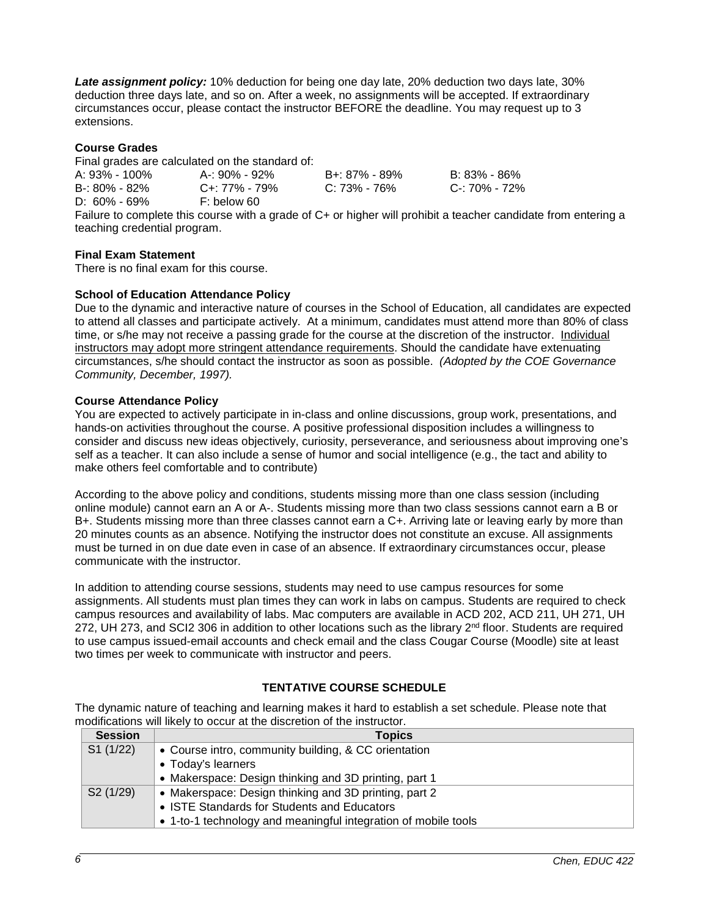***Late assignment policy:*** 10% deduction for being one day late, 20% deduction two days late, 30% deduction three days late, and so on. After a week, no assignments will be accepted. If extraordinary circumstances occur, please contact the instructor BEFORE the deadline. You may request up to 3 extensions.

**Course Grades**

Final grades are calculated on the standard of:

| | | | |
|---|---|---|---|
| A: 93% - 100% | A-: 90% - 92% | B+: 87% - 89% | B: 83% - 86% |
| B-: 80% - 82% | C+: 77% - 79% | C: 73% - 76% | C-: 70% - 72% |
| D: 60% - 69% | F: below 60 | | |

Failure to complete this course with a grade of C+ or higher will prohibit a teacher candidate from entering a teaching credential program.

**Final Exam Statement**

There is no final exam for this course.

**School of Education Attendance Policy**

Due to the dynamic and interactive nature of courses in the School of Education, all candidates are expected to attend all classes and participate actively. At a minimum, candidates must attend more than 80% of class time, or s/he may not receive a passing grade for the course at the discretion of the instructor. Individual instructors may adopt more stringent attendance requirements. Should the candidate have extenuating circumstances, s/he should contact the instructor as soon as possible. *(Adopted by the COE Governance Community, December, 1997).*

**Course Attendance Policy**

You are expected to actively participate in in-class and online discussions, group work, presentations, and hands-on activities throughout the course. A positive professional disposition includes a willingness to consider and discuss new ideas objectively, curiosity, perseverance, and seriousness about improving one's self as a teacher. It can also include a sense of humor and social intelligence (e.g., the tact and ability to make others feel comfortable and to contribute)

According to the above policy and conditions, students missing more than one class session (including online module) cannot earn an A or A-. Students missing more than two class sessions cannot earn a B or B+. Students missing more than three classes cannot earn a C+. Arriving late or leaving early by more than 20 minutes counts as an absence. Notifying the instructor does not constitute an excuse. All assignments must be turned in on due date even in case of an absence. If extraordinary circumstances occur, please communicate with the instructor.

In addition to attending course sessions, students may need to use campus resources for some assignments. All students must plan times they can work in labs on campus. Students are required to check campus resources and availability of labs. Mac computers are available in ACD 202, ACD 211, UH 271, UH 272, UH 273, and SCI2 306 in addition to other locations such as the library 2nd floor. Students are required to use campus issued-email accounts and check email and the class Cougar Course (Moodle) site at least two times per week to communicate with instructor and peers.

## TENTATIVE COURSE SCHEDULE

The dynamic nature of teaching and learning makes it hard to establish a set schedule. Please note that modifications will likely to occur at the discretion of the instructor.

| Session | Topics |
|---|---|
| S1 (1/22) | • Course intro, community building, & CC orientation<br>• Today's learners<br>• Makerspace: Design thinking and 3D printing, part 1 |
| S2 (1/29) | • Makerspace: Design thinking and 3D printing, part 2<br>• ISTE Standards for Students and Educators<br>• 1-to-1 technology and meaningful integration of mobile tools |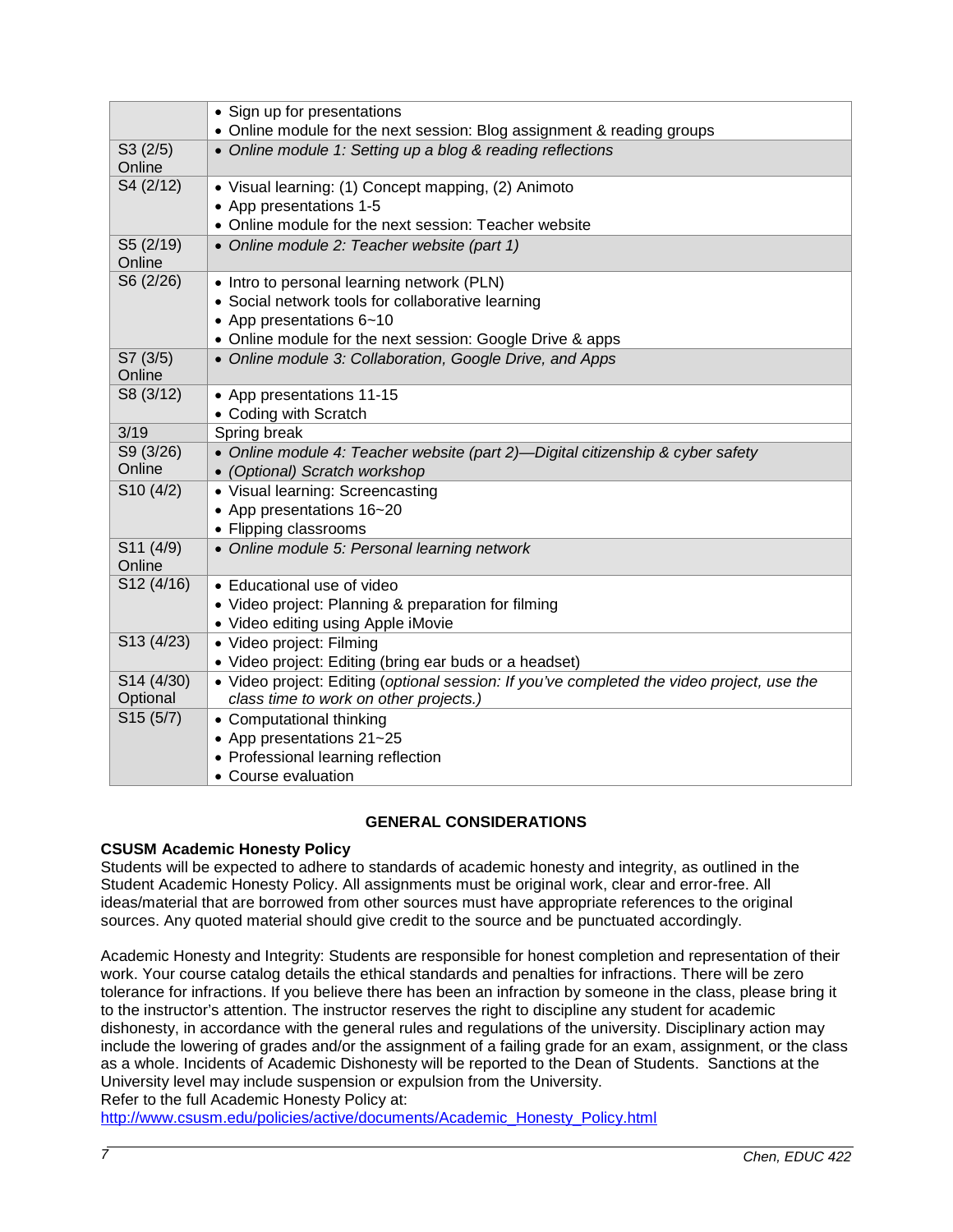| | |
|---|---|
| | • Sign up for presentations<br>• Online module for the next session: Blog assignment & reading groups |
| S3 (2/5)<br>Online | • *Online module 1: Setting up a blog & reading reflections* |
| S4 (2/12) | • Visual learning: (1) Concept mapping, (2) Animoto<br>• App presentations 1-5<br>• Online module for the next session: Teacher website |
| S5 (2/19)<br>Online | • *Online module 2: Teacher website (part 1)* |
| S6 (2/26) | • Intro to personal learning network (PLN)<br>• Social network tools for collaborative learning<br>• App presentations 6~10<br>• Online module for the next session: Google Drive & apps |
| S7 (3/5)<br>Online | • *Online module 3: Collaboration, Google Drive, and Apps* |
| S8 (3/12) | • App presentations 11-15<br>• Coding with Scratch |
| 3/19 | Spring break |
| S9 (3/26)<br>Online | • *Online module 4: Teacher website (part 2)—Digital citizenship & cyber safety*<br>• *(Optional) Scratch workshop* |
| S10 (4/2) | • Visual learning: Screencasting<br>• App presentations 16~20<br>• Flipping classrooms |
| S11 (4/9)<br>Online | • *Online module 5: Personal learning network* |
| S12 (4/16) | • Educational use of video<br>• Video project: Planning & preparation for filming<br>• Video editing using Apple iMovie |
| S13 (4/23) | • Video project: Filming<br>• Video project: Editing (bring ear buds or a headset) |
| S14 (4/30)<br>Optional | • Video project: Editing (*optional session: If you've completed the video project, use the class time to work on other projects.*) |
| S15 (5/7) | • Computational thinking<br>• App presentations 21~25<br>• Professional learning reflection<br>• Course evaluation |

## GENERAL CONSIDERATIONS

### CSUSM Academic Honesty Policy

Students will be expected to adhere to standards of academic honesty and integrity, as outlined in the Student Academic Honesty Policy. All assignments must be original work, clear and error-free. All ideas/material that are borrowed from other sources must have appropriate references to the original sources. Any quoted material should give credit to the source and be punctuated accordingly.

Academic Honesty and Integrity: Students are responsible for honest completion and representation of their work. Your course catalog details the ethical standards and penalties for infractions. There will be zero tolerance for infractions. If you believe there has been an infraction by someone in the class, please bring it to the instructor's attention. The instructor reserves the right to discipline any student for academic dishonesty, in accordance with the general rules and regulations of the university. Disciplinary action may include the lowering of grades and/or the assignment of a failing grade for an exam, assignment, or the class as a whole. Incidents of Academic Dishonesty will be reported to the Dean of Students. Sanctions at the University level may include suspension or expulsion from the University.
Refer to the full Academic Honesty Policy at:
http://www.csusm.edu/policies/active/documents/Academic_Honesty_Policy.html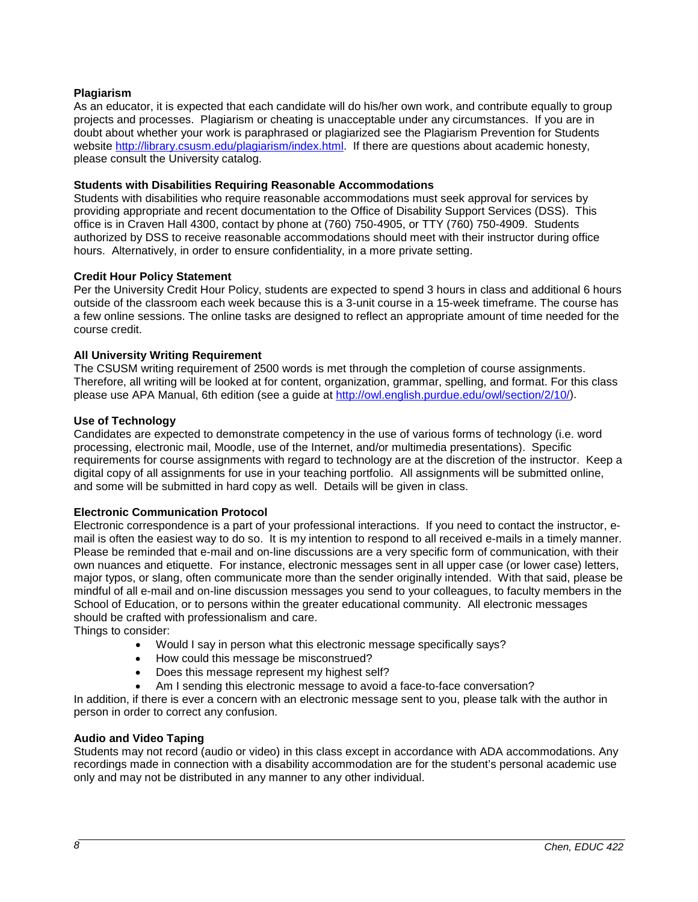**Plagiarism**

As an educator, it is expected that each candidate will do his/her own work, and contribute equally to group projects and processes. Plagiarism or cheating is unacceptable under any circumstances. If you are in doubt about whether your work is paraphrased or plagiarized see the Plagiarism Prevention for Students website http://library.csusm.edu/plagiarism/index.html. If there are questions about academic honesty, please consult the University catalog.

**Students with Disabilities Requiring Reasonable Accommodations**

Students with disabilities who require reasonable accommodations must seek approval for services by providing appropriate and recent documentation to the Office of Disability Support Services (DSS). This office is in Craven Hall 4300, contact by phone at (760) 750-4905, or TTY (760) 750-4909. Students authorized by DSS to receive reasonable accommodations should meet with their instructor during office hours. Alternatively, in order to ensure confidentiality, in a more private setting.

**Credit Hour Policy Statement**

Per the University Credit Hour Policy, students are expected to spend 3 hours in class and additional 6 hours outside of the classroom each week because this is a 3-unit course in a 15-week timeframe. The course has a few online sessions. The online tasks are designed to reflect an appropriate amount of time needed for the course credit.

**All University Writing Requirement**

The CSUSM writing requirement of 2500 words is met through the completion of course assignments. Therefore, all writing will be looked at for content, organization, grammar, spelling, and format. For this class please use APA Manual, 6th edition (see a guide at http://owl.english.purdue.edu/owl/section/2/10/).

**Use of Technology**

Candidates are expected to demonstrate competency in the use of various forms of technology (i.e. word processing, electronic mail, Moodle, use of the Internet, and/or multimedia presentations). Specific requirements for course assignments with regard to technology are at the discretion of the instructor. Keep a digital copy of all assignments for use in your teaching portfolio. All assignments will be submitted online, and some will be submitted in hard copy as well. Details will be given in class.

**Electronic Communication Protocol**

Electronic correspondence is a part of your professional interactions. If you need to contact the instructor, e-mail is often the easiest way to do so. It is my intention to respond to all received e-mails in a timely manner. Please be reminded that e-mail and on-line discussions are a very specific form of communication, with their own nuances and etiquette. For instance, electronic messages sent in all upper case (or lower case) letters, major typos, or slang, often communicate more than the sender originally intended. With that said, please be mindful of all e-mail and on-line discussion messages you send to your colleagues, to faculty members in the School of Education, or to persons within the greater educational community. All electronic messages should be crafted with professionalism and care.

Things to consider:

- Would I say in person what this electronic message specifically says?
- How could this message be misconstrued?
- Does this message represent my highest self?
- Am I sending this electronic message to avoid a face-to-face conversation?

In addition, if there is ever a concern with an electronic message sent to you, please talk with the author in person in order to correct any confusion.

**Audio and Video Taping**

Students may not record (audio or video) in this class except in accordance with ADA accommodations. Any recordings made in connection with a disability accommodation are for the student's personal academic use only and may not be distributed in any manner to any other individual.